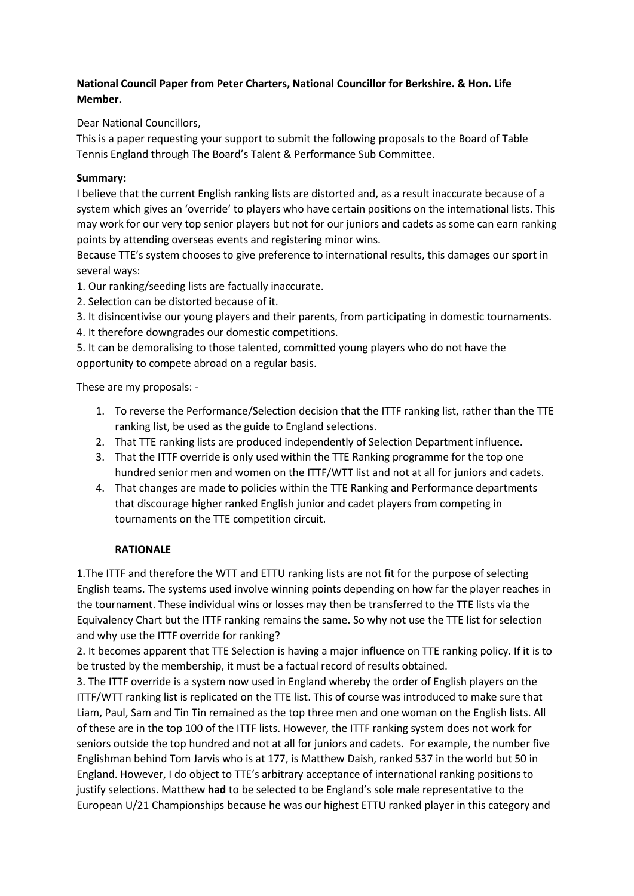**National Council Paper from Peter Charters, National Councillor for Berkshire. & Hon. Life Member.**

Dear National Councillors,
This is a paper requesting your support to submit the following proposals to the Board of Table Tennis England through The Board's Talent & Performance Sub Committee.

**Summary:**
I believe that the current English ranking lists are distorted and, as a result inaccurate because of a system which gives an 'override' to players who have certain positions on the international lists. This may work for our very top senior players but not for our juniors and cadets as some can earn ranking points by attending overseas events and registering minor wins.
Because TTE's system chooses to give preference to international results, this damages our sport in several ways:
1. Our ranking/seeding lists are factually inaccurate.
2. Selection can be distorted because of it.
3. It disincentivise our young players and their parents, from participating in domestic tournaments.
4. It therefore downgrades our domestic competitions.
5. It can be demoralising to those talented, committed young players who do not have the opportunity to compete abroad on a regular basis.

These are my proposals: -

1. To reverse the Performance/Selection decision that the ITTF ranking list, rather than the TTE ranking list, be used as the guide to England selections.
2. That TTE ranking lists are produced independently of Selection Department influence.
3. That the ITTF override is only used within the TTE Ranking programme for the top one hundred senior men and women on the ITTF/WTT list and not at all for juniors and cadets.
4. That changes are made to policies within the TTE Ranking and Performance departments that discourage higher ranked English junior and cadet players from competing in tournaments on the TTE competition circuit.

**RATIONALE**

1.The ITTF and therefore the WTT and ETTU ranking lists are not fit for the purpose of selecting English teams. The systems used involve winning points depending on how far the player reaches in the tournament. These individual wins or losses may then be transferred to the TTE lists via the Equivalency Chart but the ITTF ranking remains the same. So why not use the TTE list for selection and why use the ITTF override for ranking?
2. It becomes apparent that TTE Selection is having a major influence on TTE ranking policy. If it is to be trusted by the membership, it must be a factual record of results obtained.
3. The ITTF override is a system now used in England whereby the order of English players on the ITTF/WTT ranking list is replicated on the TTE list. This of course was introduced to make sure that Liam, Paul, Sam and Tin Tin remained as the top three men and one woman on the English lists. All of these are in the top 100 of the ITTF lists. However, the ITTF ranking system does not work for seniors outside the top hundred and not at all for juniors and cadets. For example, the number five Englishman behind Tom Jarvis who is at 177, is Matthew Daish, ranked 537 in the world but 50 in England. However, I do object to TTE's arbitrary acceptance of international ranking positions to justify selections. Matthew **had** to be selected to be England's sole male representative to the European U/21 Championships because he was our highest ETTU ranked player in this category and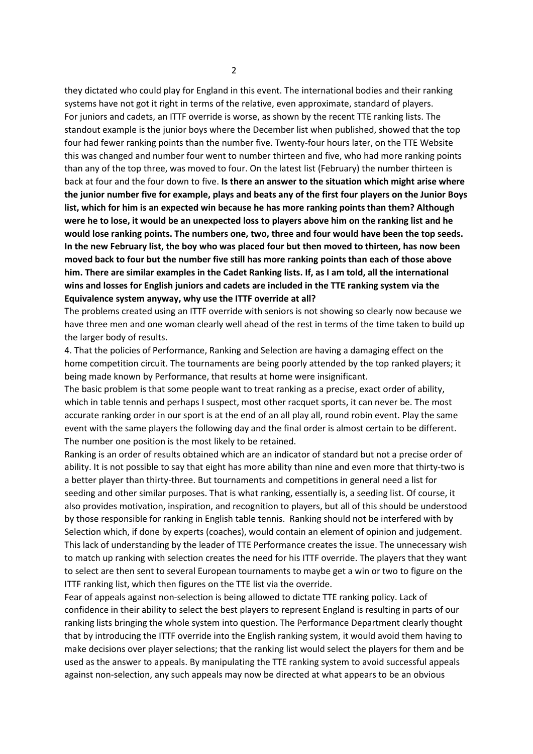they dictated who could play for England in this event. The international bodies and their ranking systems have not got it right in terms of the relative, even approximate, standard of players. For juniors and cadets, an ITTF override is worse, as shown by the recent TTE ranking lists. The standout example is the junior boys where the December list when published, showed that the top four had fewer ranking points than the number five. Twenty-four hours later, on the TTE Website this was changed and number four went to number thirteen and five, who had more ranking points than any of the top three, was moved to four. On the latest list (February) the number thirteen is back at four and the four down to five. **Is there an answer to the situation which might arise where the junior number five for example, plays and beats any of the first four players on the Junior Boys list, which for him is an expected win because he has more ranking points than them? Although were he to lose, it would be an unexpected loss to players above him on the ranking list and he would lose ranking points. The numbers one, two, three and four would have been the top seeds. In the new February list, the boy who was placed four but then moved to thirteen, has now been moved back to four but the number five still has more ranking points than each of those above him. There are similar examples in the Cadet Ranking lists. If, as I am told, all the international wins and losses for English juniors and cadets are included in the TTE ranking system via the Equivalence system anyway, why use the ITTF override at all?**

The problems created using an ITTF override with seniors is not showing so clearly now because we have three men and one woman clearly well ahead of the rest in terms of the time taken to build up the larger body of results.

4. That the policies of Performance, Ranking and Selection are having a damaging effect on the home competition circuit. The tournaments are being poorly attended by the top ranked players; it being made known by Performance, that results at home were insignificant.

The basic problem is that some people want to treat ranking as a precise, exact order of ability, which in table tennis and perhaps I suspect, most other racquet sports, it can never be. The most accurate ranking order in our sport is at the end of an all play all, round robin event. Play the same event with the same players the following day and the final order is almost certain to be different. The number one position is the most likely to be retained.

Ranking is an order of results obtained which are an indicator of standard but not a precise order of ability. It is not possible to say that eight has more ability than nine and even more that thirty-two is a better player than thirty-three. But tournaments and competitions in general need a list for seeding and other similar purposes. That is what ranking, essentially is, a seeding list. Of course, it also provides motivation, inspiration, and recognition to players, but all of this should be understood by those responsible for ranking in English table tennis. Ranking should not be interfered with by Selection which, if done by experts (coaches), would contain an element of opinion and judgement. This lack of understanding by the leader of TTE Performance creates the issue. The unnecessary wish to match up ranking with selection creates the need for his ITTF override. The players that they want to select are then sent to several European tournaments to maybe get a win or two to figure on the ITTF ranking list, which then figures on the TTE list via the override.

Fear of appeals against non-selection is being allowed to dictate TTE ranking policy. Lack of confidence in their ability to select the best players to represent England is resulting in parts of our ranking lists bringing the whole system into question. The Performance Department clearly thought that by introducing the ITTF override into the English ranking system, it would avoid them having to make decisions over player selections; that the ranking list would select the players for them and be used as the answer to appeals. By manipulating the TTE ranking system to avoid successful appeals against non-selection, any such appeals may now be directed at what appears to be an obvious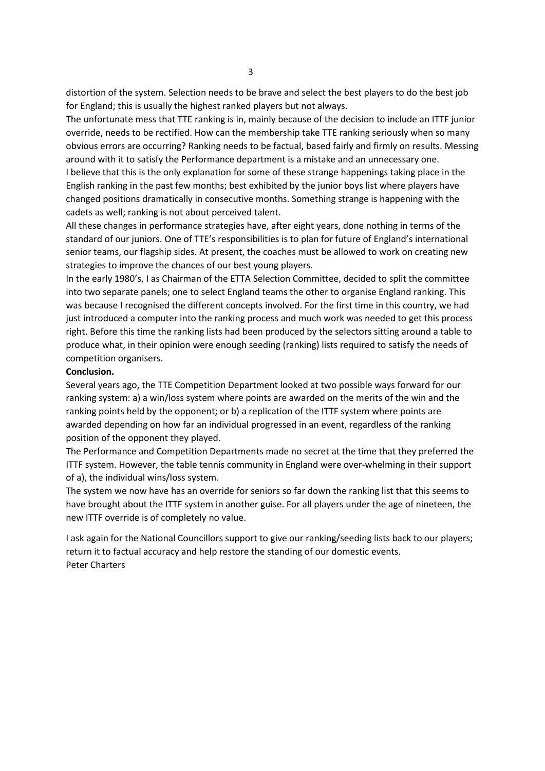distortion of the system. Selection needs to be brave and select the best players to do the best job for England; this is usually the highest ranked players but not always.

The unfortunate mess that TTE ranking is in, mainly because of the decision to include an ITTF junior override, needs to be rectified. How can the membership take TTE ranking seriously when so many obvious errors are occurring? Ranking needs to be factual, based fairly and firmly on results. Messing around with it to satisfy the Performance department is a mistake and an unnecessary one.

I believe that this is the only explanation for some of these strange happenings taking place in the English ranking in the past few months; best exhibited by the junior boys list where players have changed positions dramatically in consecutive months. Something strange is happening with the cadets as well; ranking is not about perceived talent.

All these changes in performance strategies have, after eight years, done nothing in terms of the standard of our juniors. One of TTE's responsibilities is to plan for future of England's international senior teams, our flagship sides. At present, the coaches must be allowed to work on creating new strategies to improve the chances of our best young players.

In the early 1980's, I as Chairman of the ETTA Selection Committee, decided to split the committee into two separate panels; one to select England teams the other to organise England ranking. This was because I recognised the different concepts involved. For the first time in this country, we had just introduced a computer into the ranking process and much work was needed to get this process right. Before this time the ranking lists had been produced by the selectors sitting around a table to produce what, in their opinion were enough seeding (ranking) lists required to satisfy the needs of competition organisers.

**Conclusion.**

Several years ago, the TTE Competition Department looked at two possible ways forward for our ranking system: a) a win/loss system where points are awarded on the merits of the win and the ranking points held by the opponent; or b) a replication of the ITTF system where points are awarded depending on how far an individual progressed in an event, regardless of the ranking position of the opponent they played.

The Performance and Competition Departments made no secret at the time that they preferred the ITTF system. However, the table tennis community in England were over-whelming in their support of a), the individual wins/loss system.

The system we now have has an override for seniors so far down the ranking list that this seems to have brought about the ITTF system in another guise. For all players under the age of nineteen, the new ITTF override is of completely no value.

I ask again for the National Councillors support to give our ranking/seeding lists back to our players; return it to factual accuracy and help restore the standing of our domestic events.

Peter Charters